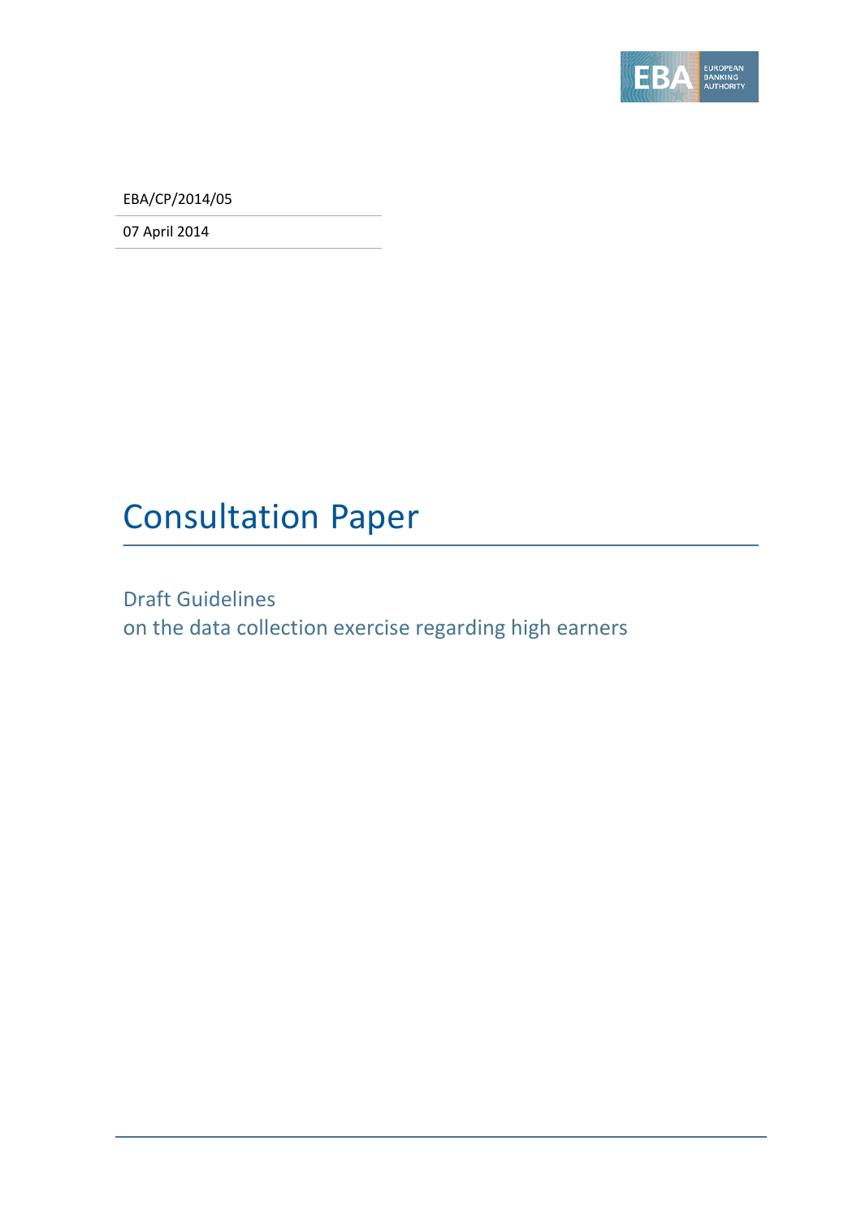EBA/CP/2014/05

07 April 2014

# Consultation Paper

## Draft Guidelines
## on the data collection exercise regarding high earners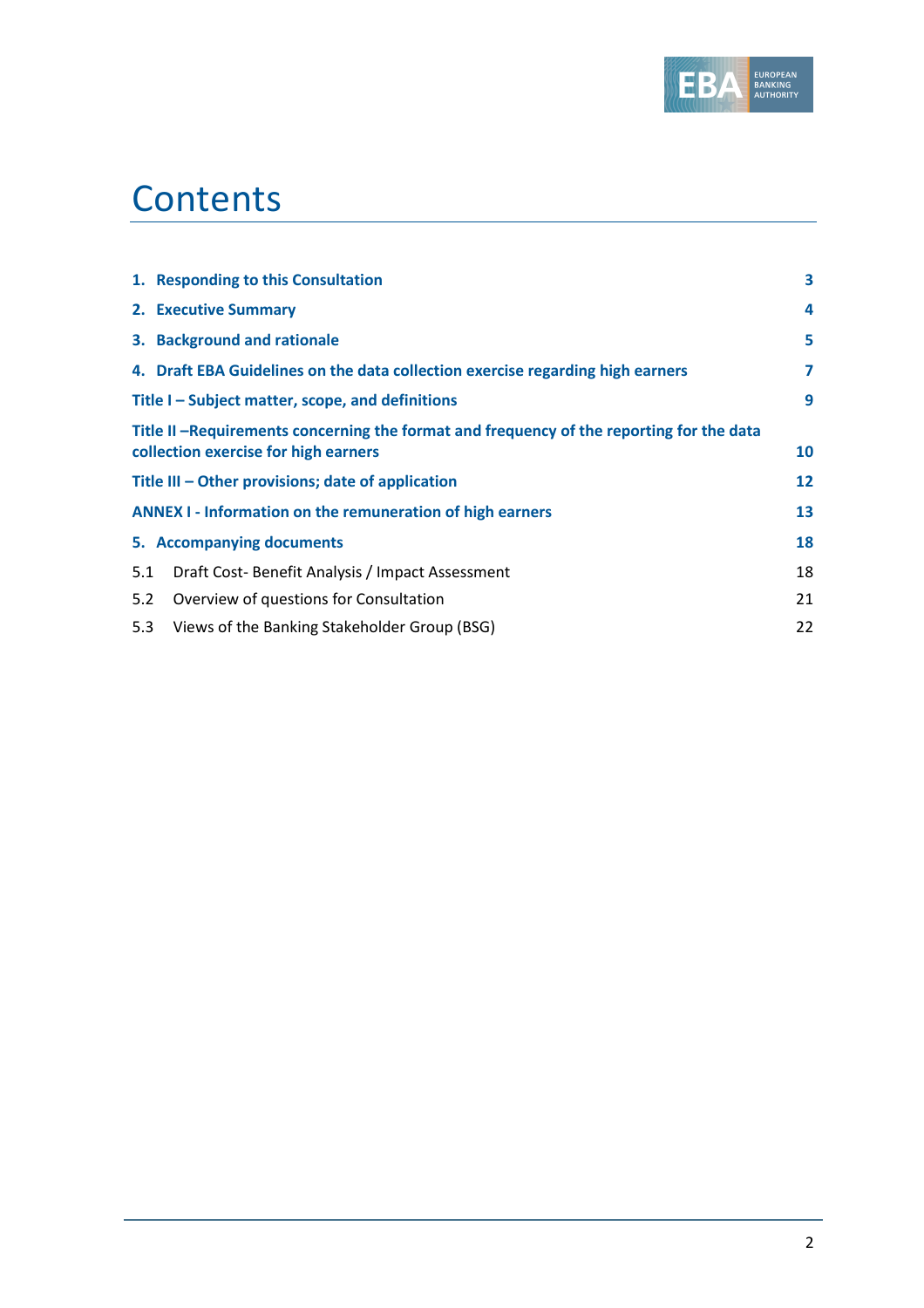# Contents

| | |
|---|---|
| **1. Responding to this Consultation** | **3** |
| **2. Executive Summary** | **4** |
| **3. Background and rationale** | **5** |
| **4. Draft EBA Guidelines on the data collection exercise regarding high earners** | **7** |
| **Title I – Subject matter, scope, and definitions** | **9** |
| **Title II –Requirements concerning the format and frequency of the reporting for the data collection exercise for high earners** | **10** |
| **Title III – Other provisions; date of application** | **12** |
| **ANNEX I - Information on the remuneration of high earners** | **13** |
| **5. Accompanying documents** | **18** |
| 5.1 Draft Cost- Benefit Analysis / Impact Assessment | 18 |
| 5.2 Overview of questions for Consultation | 21 |
| 5.3 Views of the Banking Stakeholder Group (BSG) | 22 |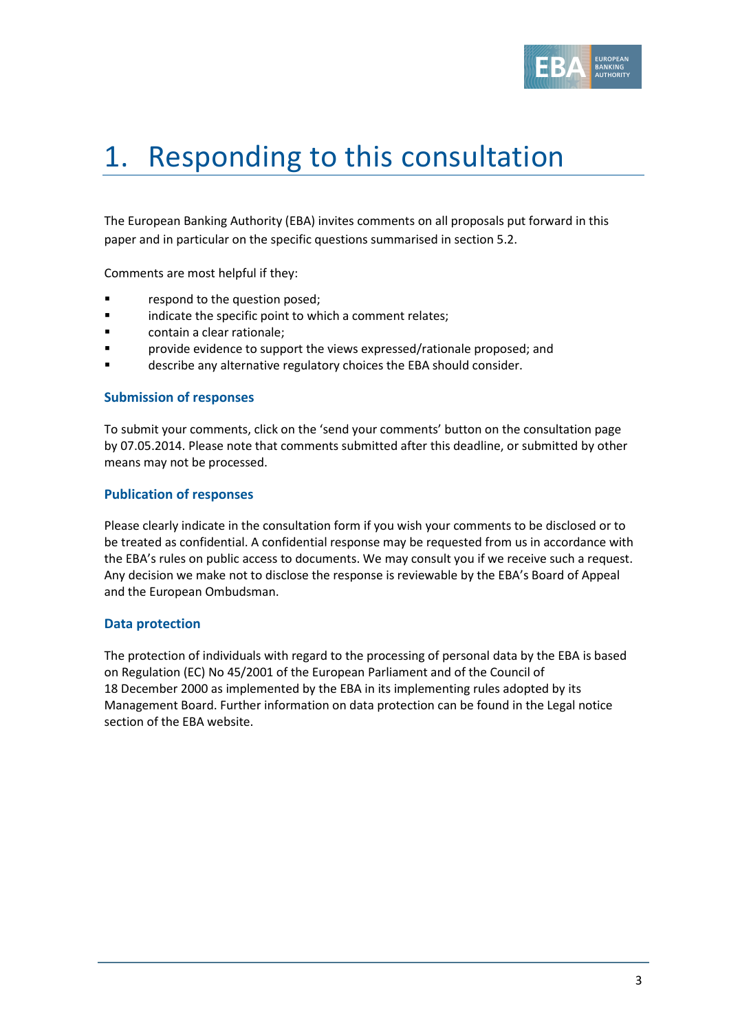# 1. Responding to this consultation

The European Banking Authority (EBA) invites comments on all proposals put forward in this paper and in particular on the specific questions summarised in section 5.2.

Comments are most helpful if they:

- respond to the question posed;
- indicate the specific point to which a comment relates;
- contain a clear rationale;
- provide evidence to support the views expressed/rationale proposed; and
- describe any alternative regulatory choices the EBA should consider.

### Submission of responses

To submit your comments, click on the 'send your comments' button on the consultation page by 07.05.2014. Please note that comments submitted after this deadline, or submitted by other means may not be processed.

### Publication of responses

Please clearly indicate in the consultation form if you wish your comments to be disclosed or to be treated as confidential. A confidential response may be requested from us in accordance with the EBA's rules on public access to documents. We may consult you if we receive such a request. Any decision we make not to disclose the response is reviewable by the EBA's Board of Appeal and the European Ombudsman.

### Data protection

The protection of individuals with regard to the processing of personal data by the EBA is based on Regulation (EC) No 45/2001 of the European Parliament and of the Council of 18 December 2000 as implemented by the EBA in its implementing rules adopted by its Management Board. Further information on data protection can be found in the Legal notice section of the EBA website.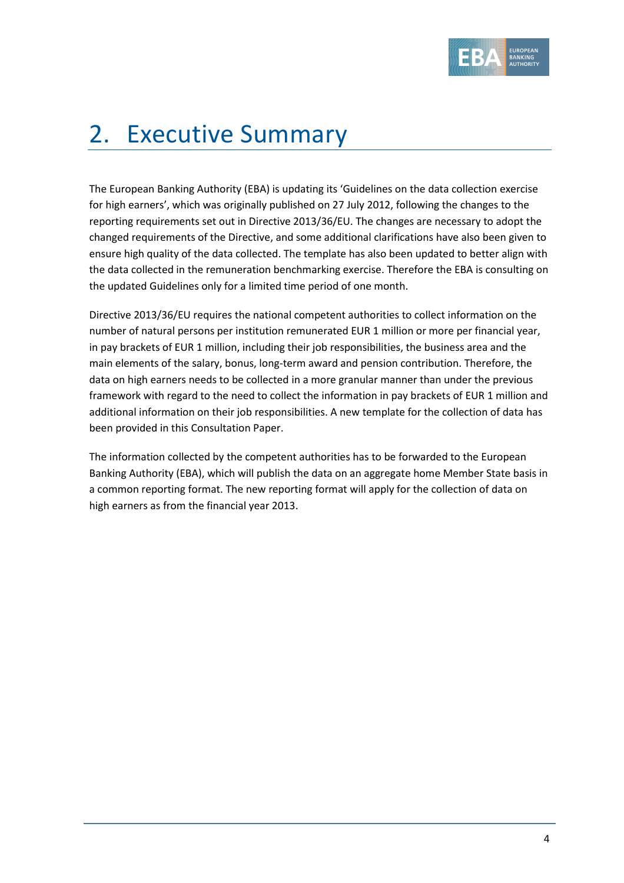# 2. Executive Summary

The European Banking Authority (EBA) is updating its 'Guidelines on the data collection exercise for high earners', which was originally published on 27 July 2012, following the changes to the reporting requirements set out in Directive 2013/36/EU. The changes are necessary to adopt the changed requirements of the Directive, and some additional clarifications have also been given to ensure high quality of the data collected. The template has also been updated to better align with the data collected in the remuneration benchmarking exercise. Therefore the EBA is consulting on the updated Guidelines only for a limited time period of one month.

Directive 2013/36/EU requires the national competent authorities to collect information on the number of natural persons per institution remunerated EUR 1 million or more per financial year, in pay brackets of EUR 1 million, including their job responsibilities, the business area and the main elements of the salary, bonus, long-term award and pension contribution. Therefore, the data on high earners needs to be collected in a more granular manner than under the previous framework with regard to the need to collect the information in pay brackets of EUR 1 million and additional information on their job responsibilities. A new template for the collection of data has been provided in this Consultation Paper.

The information collected by the competent authorities has to be forwarded to the European Banking Authority (EBA), which will publish the data on an aggregate home Member State basis in a common reporting format. The new reporting format will apply for the collection of data on high earners as from the financial year 2013.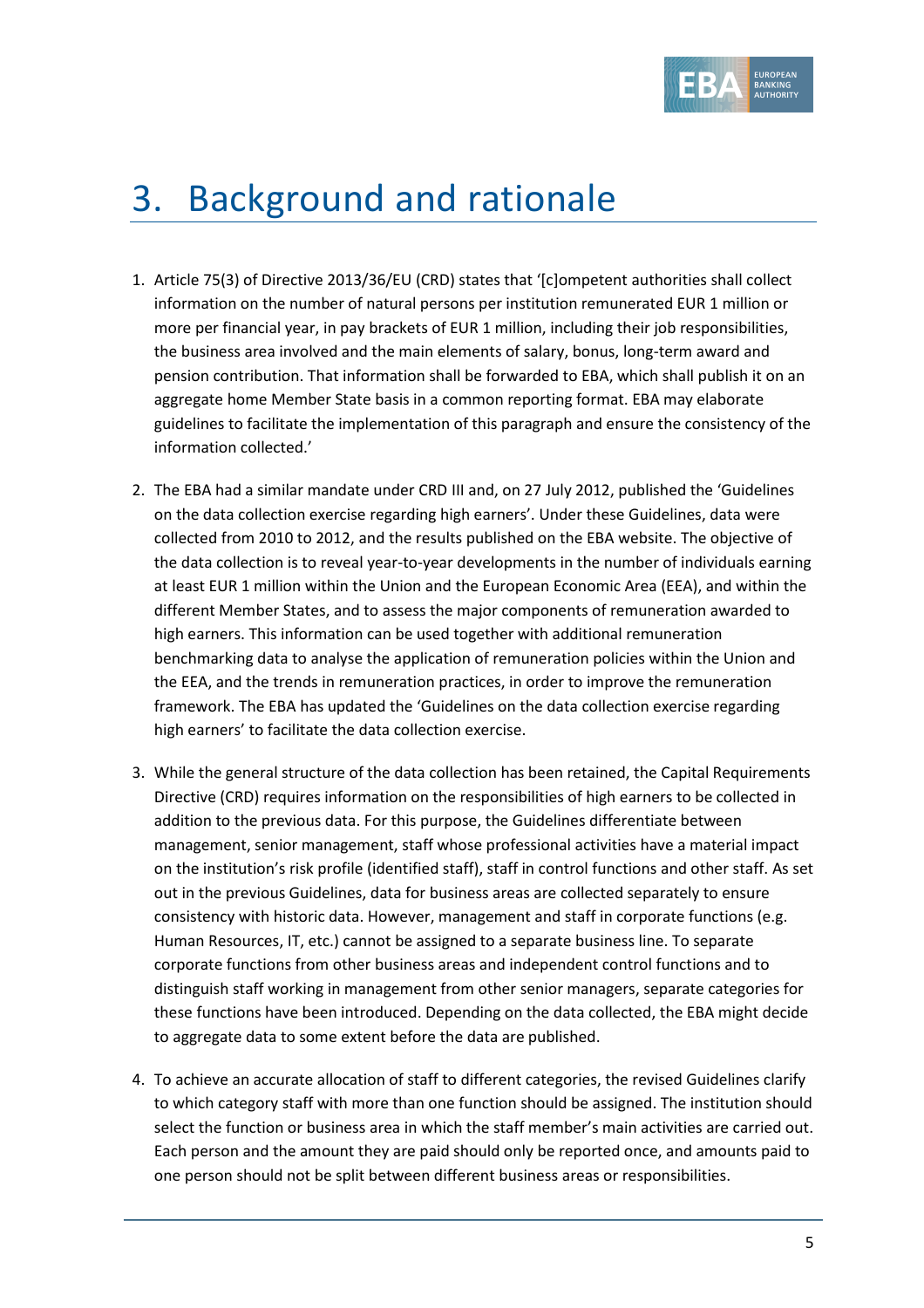# 3. Background and rationale

1. Article 75(3) of Directive 2013/36/EU (CRD) states that '[c]ompetent authorities shall collect information on the number of natural persons per institution remunerated EUR 1 million or more per financial year, in pay brackets of EUR 1 million, including their job responsibilities, the business area involved and the main elements of salary, bonus, long-term award and pension contribution. That information shall be forwarded to EBA, which shall publish it on an aggregate home Member State basis in a common reporting format. EBA may elaborate guidelines to facilitate the implementation of this paragraph and ensure the consistency of the information collected.'

2. The EBA had a similar mandate under CRD III and, on 27 July 2012, published the 'Guidelines on the data collection exercise regarding high earners'. Under these Guidelines, data were collected from 2010 to 2012, and the results published on the EBA website. The objective of the data collection is to reveal year-to-year developments in the number of individuals earning at least EUR 1 million within the Union and the European Economic Area (EEA), and within the different Member States, and to assess the major components of remuneration awarded to high earners. This information can be used together with additional remuneration benchmarking data to analyse the application of remuneration policies within the Union and the EEA, and the trends in remuneration practices, in order to improve the remuneration framework. The EBA has updated the 'Guidelines on the data collection exercise regarding high earners' to facilitate the data collection exercise.

3. While the general structure of the data collection has been retained, the Capital Requirements Directive (CRD) requires information on the responsibilities of high earners to be collected in addition to the previous data. For this purpose, the Guidelines differentiate between management, senior management, staff whose professional activities have a material impact on the institution's risk profile (identified staff), staff in control functions and other staff. As set out in the previous Guidelines, data for business areas are collected separately to ensure consistency with historic data. However, management and staff in corporate functions (e.g. Human Resources, IT, etc.) cannot be assigned to a separate business line. To separate corporate functions from other business areas and independent control functions and to distinguish staff working in management from other senior managers, separate categories for these functions have been introduced. Depending on the data collected, the EBA might decide to aggregate data to some extent before the data are published.

4. To achieve an accurate allocation of staff to different categories, the revised Guidelines clarify to which category staff with more than one function should be assigned. The institution should select the function or business area in which the staff member's main activities are carried out. Each person and the amount they are paid should only be reported once, and amounts paid to one person should not be split between different business areas or responsibilities.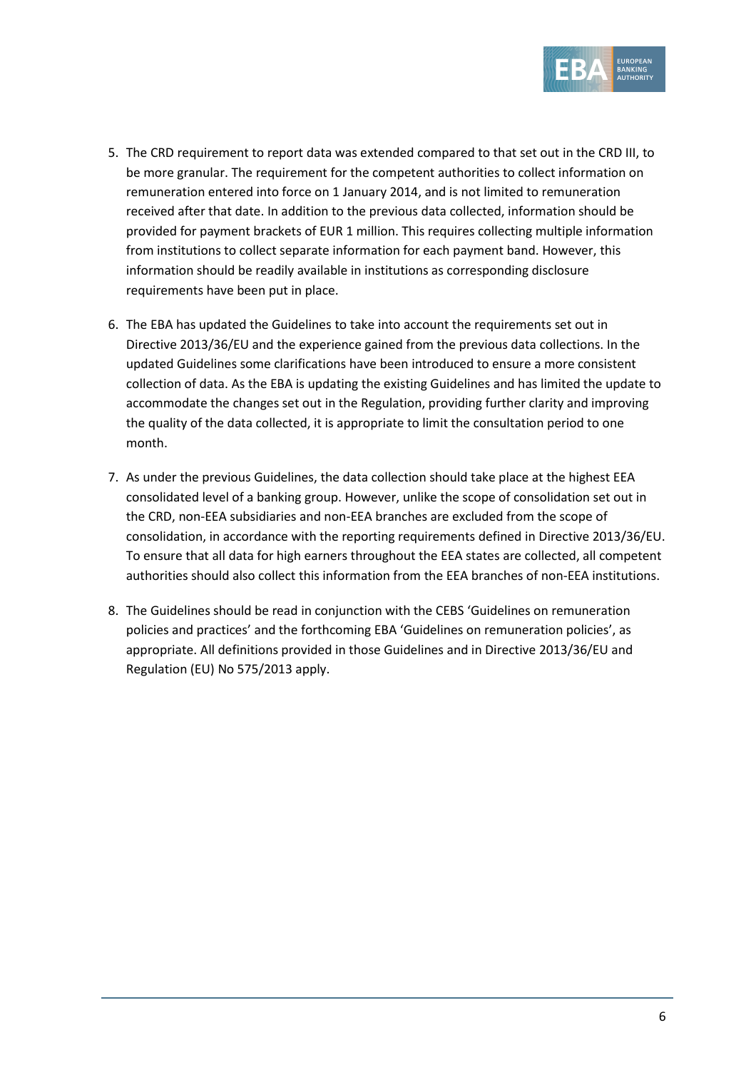5. The CRD requirement to report data was extended compared to that set out in the CRD III, to be more granular. The requirement for the competent authorities to collect information on remuneration entered into force on 1 January 2014, and is not limited to remuneration received after that date. In addition to the previous data collected, information should be provided for payment brackets of EUR 1 million. This requires collecting multiple information from institutions to collect separate information for each payment band. However, this information should be readily available in institutions as corresponding disclosure requirements have been put in place.

6. The EBA has updated the Guidelines to take into account the requirements set out in Directive 2013/36/EU and the experience gained from the previous data collections. In the updated Guidelines some clarifications have been introduced to ensure a more consistent collection of data. As the EBA is updating the existing Guidelines and has limited the update to accommodate the changes set out in the Regulation, providing further clarity and improving the quality of the data collected, it is appropriate to limit the consultation period to one month.

7. As under the previous Guidelines, the data collection should take place at the highest EEA consolidated level of a banking group. However, unlike the scope of consolidation set out in the CRD, non-EEA subsidiaries and non-EEA branches are excluded from the scope of consolidation, in accordance with the reporting requirements defined in Directive 2013/36/EU. To ensure that all data for high earners throughout the EEA states are collected, all competent authorities should also collect this information from the EEA branches of non-EEA institutions.

8. The Guidelines should be read in conjunction with the CEBS 'Guidelines on remuneration policies and practices' and the forthcoming EBA 'Guidelines on remuneration policies', as appropriate. All definitions provided in those Guidelines and in Directive 2013/36/EU and Regulation (EU) No 575/2013 apply.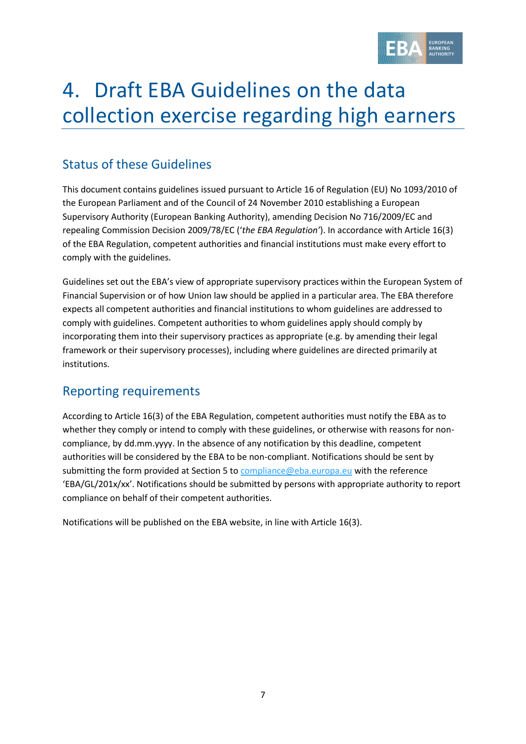# 4. Draft EBA Guidelines on the data collection exercise regarding high earners

## Status of these Guidelines

This document contains guidelines issued pursuant to Article 16 of Regulation (EU) No 1093/2010 of the European Parliament and of the Council of 24 November 2010 establishing a European Supervisory Authority (European Banking Authority), amending Decision No 716/2009/EC and repealing Commission Decision 2009/78/EC (‘*the EBA Regulation*’). In accordance with Article 16(3) of the EBA Regulation, competent authorities and financial institutions must make every effort to comply with the guidelines.

Guidelines set out the EBA’s view of appropriate supervisory practices within the European System of Financial Supervision or of how Union law should be applied in a particular area. The EBA therefore expects all competent authorities and financial institutions to whom guidelines are addressed to comply with guidelines. Competent authorities to whom guidelines apply should comply by incorporating them into their supervisory practices as appropriate (e.g. by amending their legal framework or their supervisory processes), including where guidelines are directed primarily at institutions.

## Reporting requirements

According to Article 16(3) of the EBA Regulation, competent authorities must notify the EBA as to whether they comply or intend to comply with these guidelines, or otherwise with reasons for non-compliance, by dd.mm.yyyy. In the absence of any notification by this deadline, competent authorities will be considered by the EBA to be non-compliant. Notifications should be sent by submitting the form provided at Section 5 to compliance@eba.europa.eu with the reference ‘EBA/GL/201x/xx’. Notifications should be submitted by persons with appropriate authority to report compliance on behalf of their competent authorities.

Notifications will be published on the EBA website, in line with Article 16(3).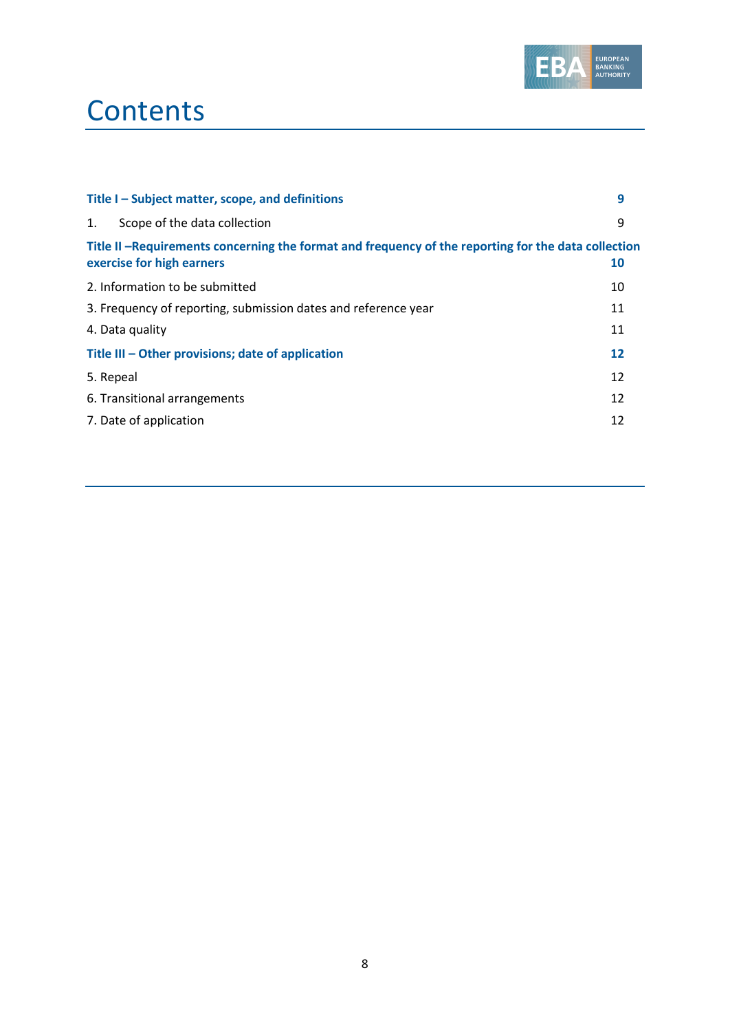# Contents

| | |
|---|---|
| **Title I – Subject matter, scope, and definitions** | **9** |
| 1. Scope of the data collection | 9 |
| **Title II –Requirements concerning the format and frequency of the reporting for the data collection exercise for high earners** | **10** |
| 2. Information to be submitted | 10 |
| 3. Frequency of reporting, submission dates and reference year | 11 |
| 4. Data quality | 11 |
| **Title III – Other provisions; date of application** | **12** |
| 5. Repeal | 12 |
| 6. Transitional arrangements | 12 |
| 7. Date of application | 12 |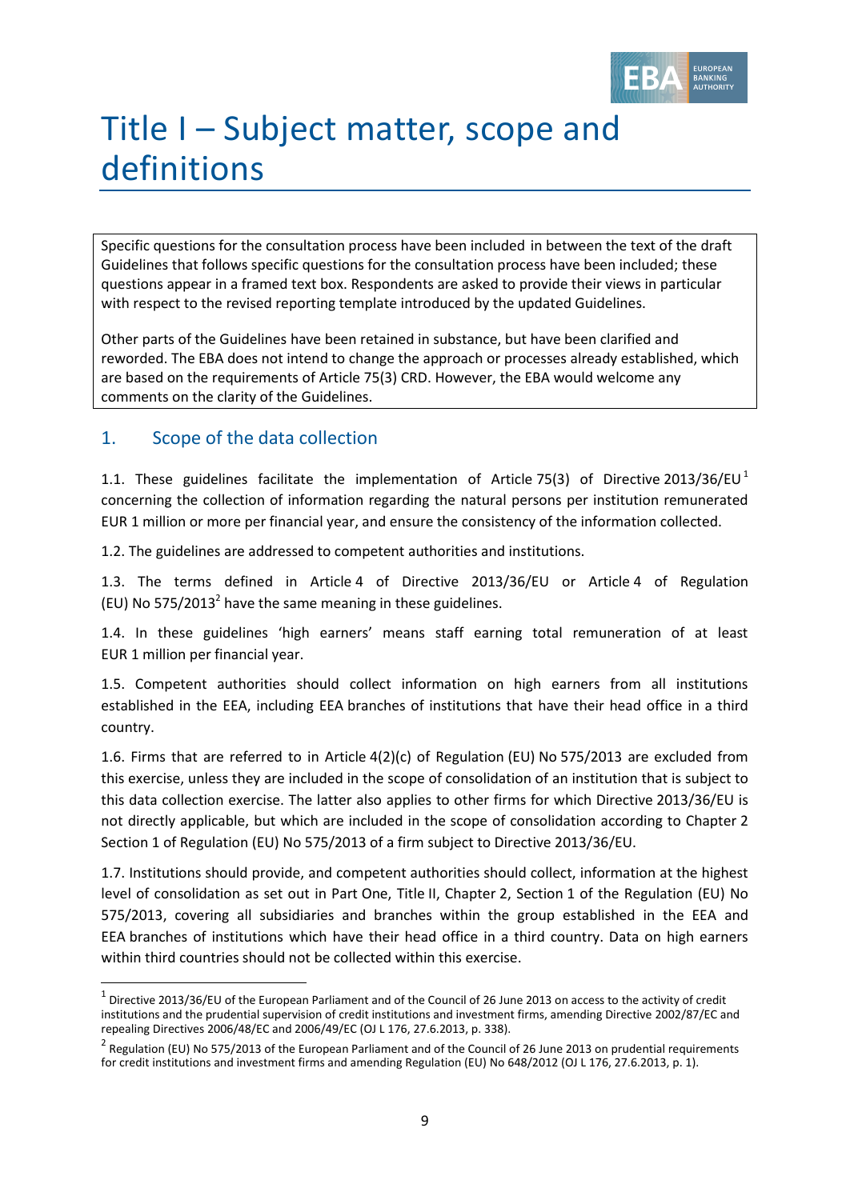# Title I – Subject matter, scope and definitions

Specific questions for the consultation process have been included in between the text of the draft Guidelines that follows specific questions for the consultation process have been included; these questions appear in a framed text box. Respondents are asked to provide their views in particular with respect to the revised reporting template introduced by the updated Guidelines.

Other parts of the Guidelines have been retained in substance, but have been clarified and reworded. The EBA does not intend to change the approach or processes already established, which are based on the requirements of Article 75(3) CRD. However, the EBA would welcome any comments on the clarity of the Guidelines.

## 1. Scope of the data collection

1.1. These guidelines facilitate the implementation of Article 75(3) of Directive 2013/36/EU[1] concerning the collection of information regarding the natural persons per institution remunerated EUR 1 million or more per financial year, and ensure the consistency of the information collected.

1.2. The guidelines are addressed to competent authorities and institutions.

1.3. The terms defined in Article 4 of Directive 2013/36/EU or Article 4 of Regulation (EU) No 575/2013[2] have the same meaning in these guidelines.

1.4. In these guidelines 'high earners' means staff earning total remuneration of at least EUR 1 million per financial year.

1.5. Competent authorities should collect information on high earners from all institutions established in the EEA, including EEA branches of institutions that have their head office in a third country.

1.6. Firms that are referred to in Article 4(2)(c) of Regulation (EU) No 575/2013 are excluded from this exercise, unless they are included in the scope of consolidation of an institution that is subject to this data collection exercise. The latter also applies to other firms for which Directive 2013/36/EU is not directly applicable, but which are included in the scope of consolidation according to Chapter 2 Section 1 of Regulation (EU) No 575/2013 of a firm subject to Directive 2013/36/EU.

1.7. Institutions should provide, and competent authorities should collect, information at the highest level of consolidation as set out in Part One, Title II, Chapter 2, Section 1 of the Regulation (EU) No 575/2013, covering all subsidiaries and branches within the group established in the EEA and EEA branches of institutions which have their head office in a third country. Data on high earners within third countries should not be collected within this exercise.

---

[1] Directive 2013/36/EU of the European Parliament and of the Council of 26 June 2013 on access to the activity of credit institutions and the prudential supervision of credit institutions and investment firms, amending Directive 2002/87/EC and repealing Directives 2006/48/EC and 2006/49/EC (OJ L 176, 27.6.2013, p. 338).

[2] Regulation (EU) No 575/2013 of the European Parliament and of the Council of 26 June 2013 on prudential requirements for credit institutions and investment firms and amending Regulation (EU) No 648/2012 (OJ L 176, 27.6.2013, p. 1).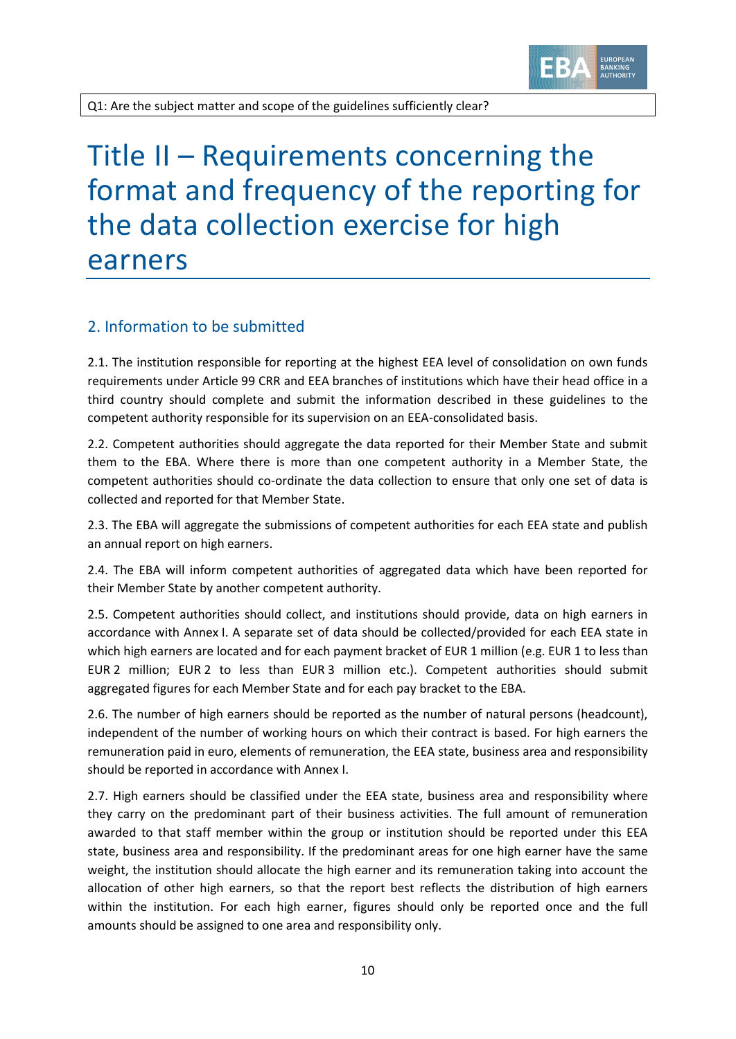Q1: Are the subject matter and scope of the guidelines sufficiently clear?

# Title II – Requirements concerning the format and frequency of the reporting for the data collection exercise for high earners

## 2. Information to be submitted

2.1. The institution responsible for reporting at the highest EEA level of consolidation on own funds requirements under Article 99 CRR and EEA branches of institutions which have their head office in a third country should complete and submit the information described in these guidelines to the competent authority responsible for its supervision on an EEA-consolidated basis.

2.2. Competent authorities should aggregate the data reported for their Member State and submit them to the EBA. Where there is more than one competent authority in a Member State, the competent authorities should co-ordinate the data collection to ensure that only one set of data is collected and reported for that Member State.

2.3. The EBA will aggregate the submissions of competent authorities for each EEA state and publish an annual report on high earners.

2.4. The EBA will inform competent authorities of aggregated data which have been reported for their Member State by another competent authority.

2.5. Competent authorities should collect, and institutions should provide, data on high earners in accordance with Annex I. A separate set of data should be collected/provided for each EEA state in which high earners are located and for each payment bracket of EUR 1 million (e.g. EUR 1 to less than EUR 2 million; EUR 2 to less than EUR 3 million etc.). Competent authorities should submit aggregated figures for each Member State and for each pay bracket to the EBA.

2.6. The number of high earners should be reported as the number of natural persons (headcount), independent of the number of working hours on which their contract is based. For high earners the remuneration paid in euro, elements of remuneration, the EEA state, business area and responsibility should be reported in accordance with Annex I.

2.7. High earners should be classified under the EEA state, business area and responsibility where they carry on the predominant part of their business activities. The full amount of remuneration awarded to that staff member within the group or institution should be reported under this EEA state, business area and responsibility. If the predominant areas for one high earner have the same weight, the institution should allocate the high earner and its remuneration taking into account the allocation of other high earners, so that the report best reflects the distribution of high earners within the institution. For each high earner, figures should only be reported once and the full amounts should be assigned to one area and responsibility only.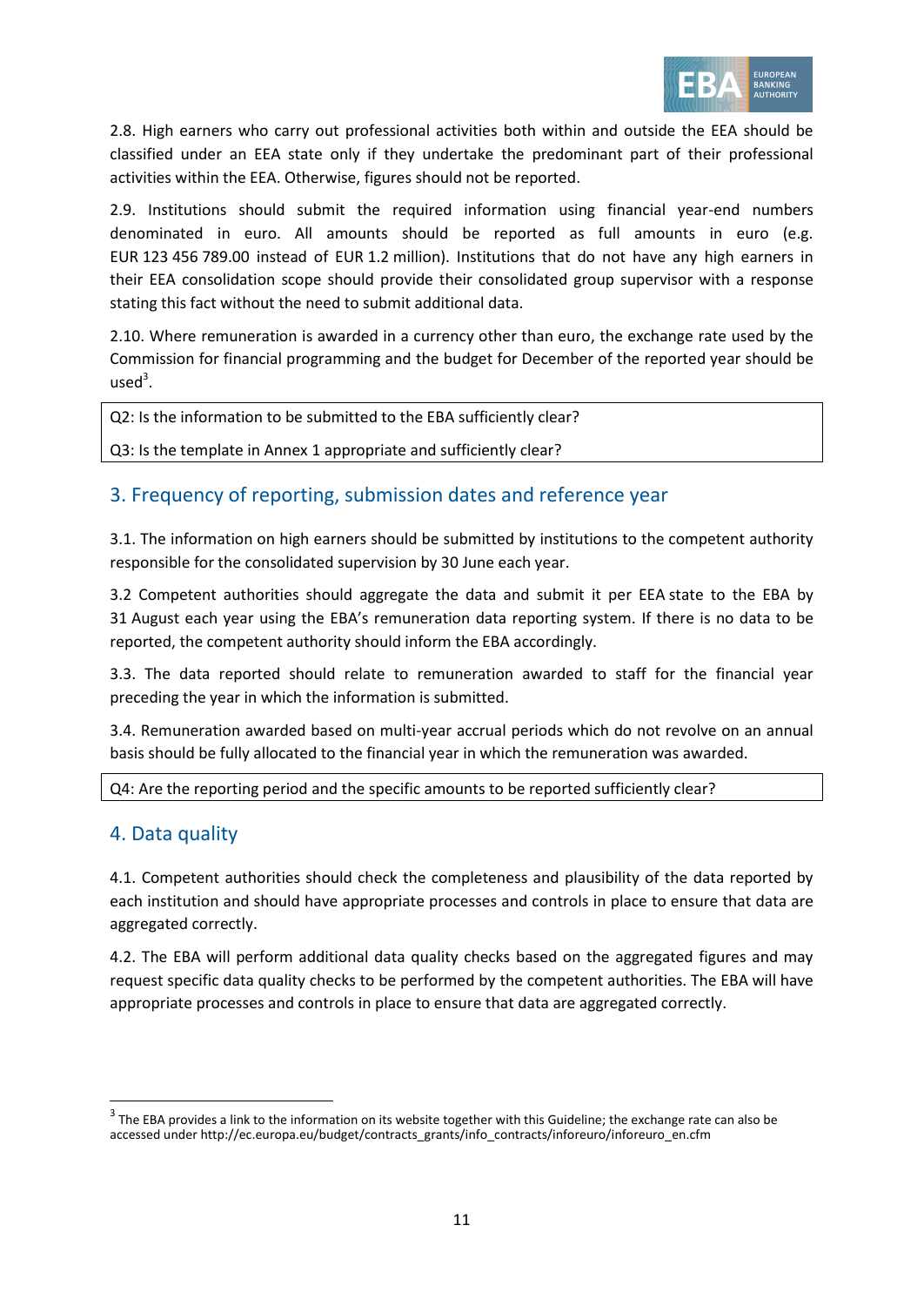2.8. High earners who carry out professional activities both within and outside the EEA should be classified under an EEA state only if they undertake the predominant part of their professional activities within the EEA. Otherwise, figures should not be reported.

2.9. Institutions should submit the required information using financial year-end numbers denominated in euro. All amounts should be reported as full amounts in euro (e.g. EUR 123 456 789.00 instead of EUR 1.2 million). Institutions that do not have any high earners in their EEA consolidation scope should provide their consolidated group supervisor with a response stating this fact without the need to submit additional data.

2.10. Where remuneration is awarded in a currency other than euro, the exchange rate used by the Commission for financial programming and the budget for December of the reported year should be used[3].

Q2: Is the information to be submitted to the EBA sufficiently clear?

Q3: Is the template in Annex 1 appropriate and sufficiently clear?

## 3. Frequency of reporting, submission dates and reference year

3.1. The information on high earners should be submitted by institutions to the competent authority responsible for the consolidated supervision by 30 June each year.

3.2 Competent authorities should aggregate the data and submit it per EEA state to the EBA by 31 August each year using the EBA's remuneration data reporting system. If there is no data to be reported, the competent authority should inform the EBA accordingly.

3.3. The data reported should relate to remuneration awarded to staff for the financial year preceding the year in which the information is submitted.

3.4. Remuneration awarded based on multi-year accrual periods which do not revolve on an annual basis should be fully allocated to the financial year in which the remuneration was awarded.

Q4: Are the reporting period and the specific amounts to be reported sufficiently clear?

## 4. Data quality

4.1. Competent authorities should check the completeness and plausibility of the data reported by each institution and should have appropriate processes and controls in place to ensure that data are aggregated correctly.

4.2. The EBA will perform additional data quality checks based on the aggregated figures and may request specific data quality checks to be performed by the competent authorities. The EBA will have appropriate processes and controls in place to ensure that data are aggregated correctly.

[3] The EBA provides a link to the information on its website together with this Guideline; the exchange rate can also be accessed under http://ec.europa.eu/budget/contracts_grants/info_contracts/inforeuro/inforeuro_en.cfm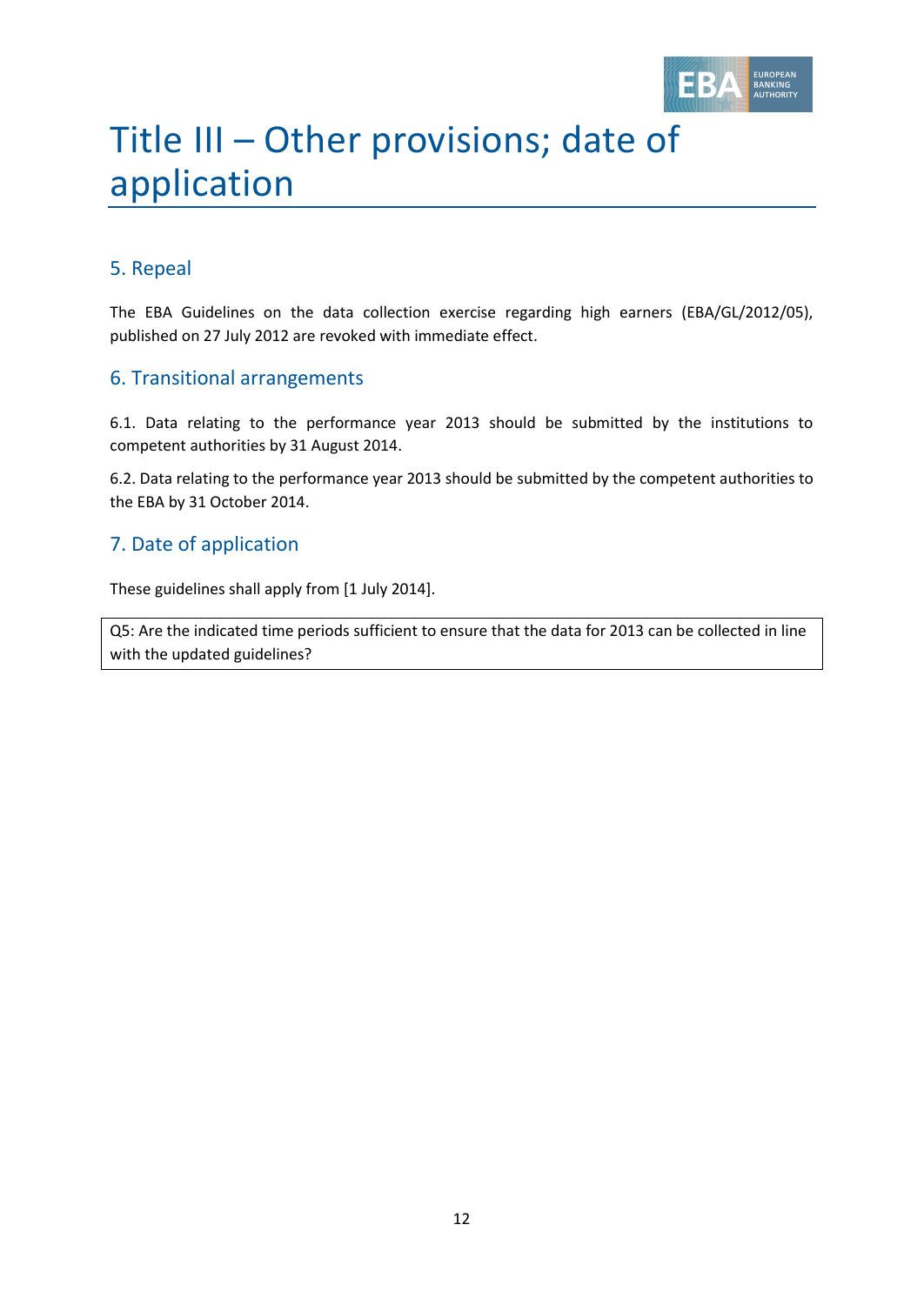# Title III – Other provisions; date of application

## 5. Repeal

The EBA Guidelines on the data collection exercise regarding high earners (EBA/GL/2012/05), published on 27 July 2012 are revoked with immediate effect.

## 6. Transitional arrangements

6.1. Data relating to the performance year 2013 should be submitted by the institutions to competent authorities by 31 August 2014.

6.2. Data relating to the performance year 2013 should be submitted by the competent authorities to the EBA by 31 October 2014.

## 7. Date of application

These guidelines shall apply from [1 July 2014].

Q5: Are the indicated time periods sufficient to ensure that the data for 2013 can be collected in line with the updated guidelines?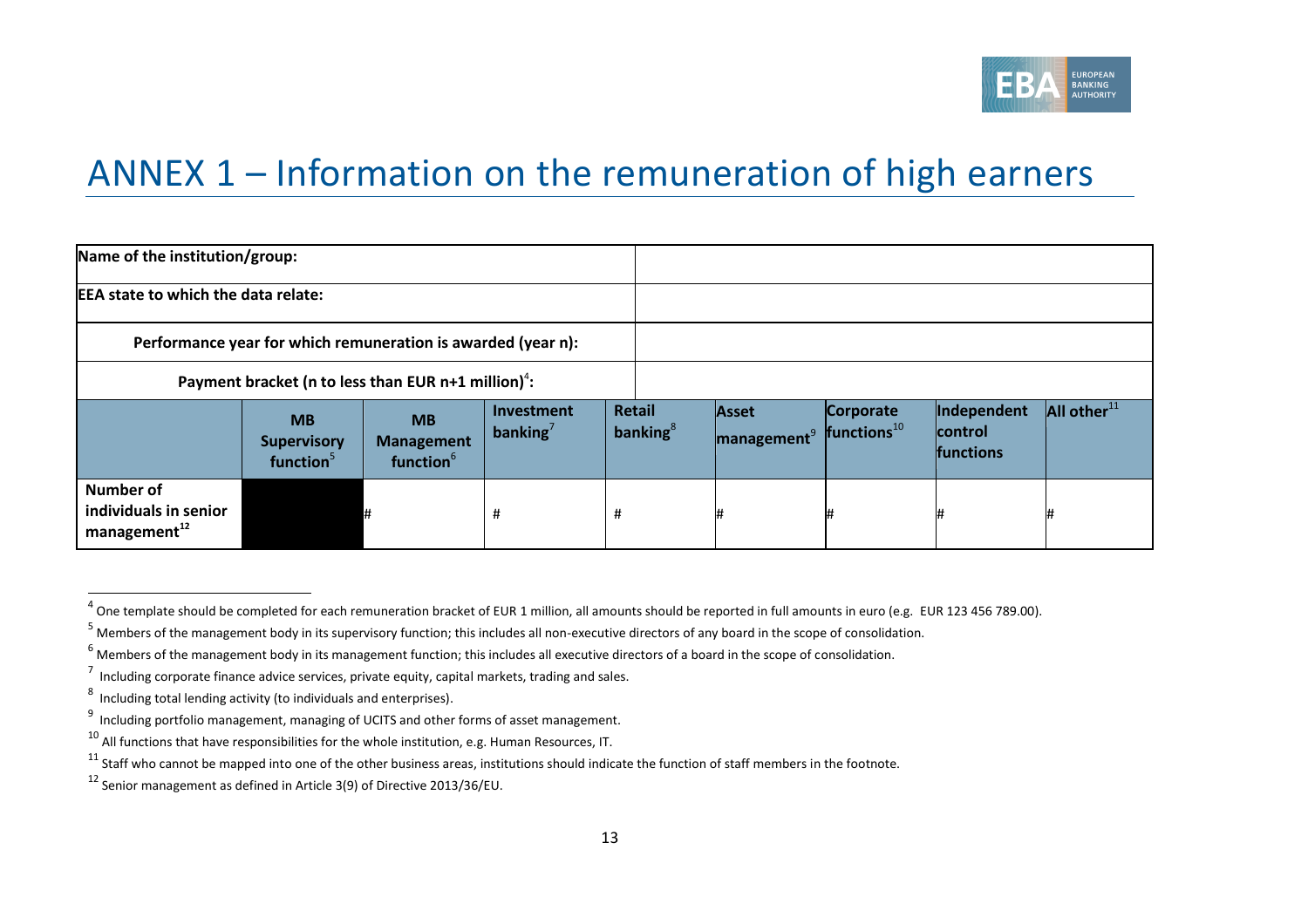# ANNEX 1 – Information on the remuneration of high earners

| Name of the institution/group: | | | | | | | | |
|---|---|---|---|---|---|---|---|---|
| EEA state to which the data relate: | | | | | | | | |
| Performance year for which remuneration is awarded (year n): | | | | | | | | |
| Payment bracket (n to less than EUR n+1 million)[4]: | | | | | | | | |
| | **MB Supervisory function**[5] | **MB Management function**[6] | **Investment banking**[7] | **Retail banking**[8] | **Asset management**[9] | **Corporate functions**[10] | **Independent control functions** | **All other**[11] |
| **Number of individuals in senior management**[12] | | # | # | # | # | # | # | # |

[4] One template should be completed for each remuneration bracket of EUR 1 million, all amounts should be reported in full amounts in euro (e.g. EUR 123 456 789.00).

[5] Members of the management body in its supervisory function; this includes all non-executive directors of any board in the scope of consolidation.

[6] Members of the management body in its management function; this includes all executive directors of a board in the scope of consolidation.

[7] Including corporate finance advice services, private equity, capital markets, trading and sales.

[8] Including total lending activity (to individuals and enterprises).

[9] Including portfolio management, managing of UCITS and other forms of asset management.

[10] All functions that have responsibilities for the whole institution, e.g. Human Resources, IT.

[11] Staff who cannot be mapped into one of the other business areas, institutions should indicate the function of staff members in the footnote.

[12] Senior management as defined in Article 3(9) of Directive 2013/36/EU.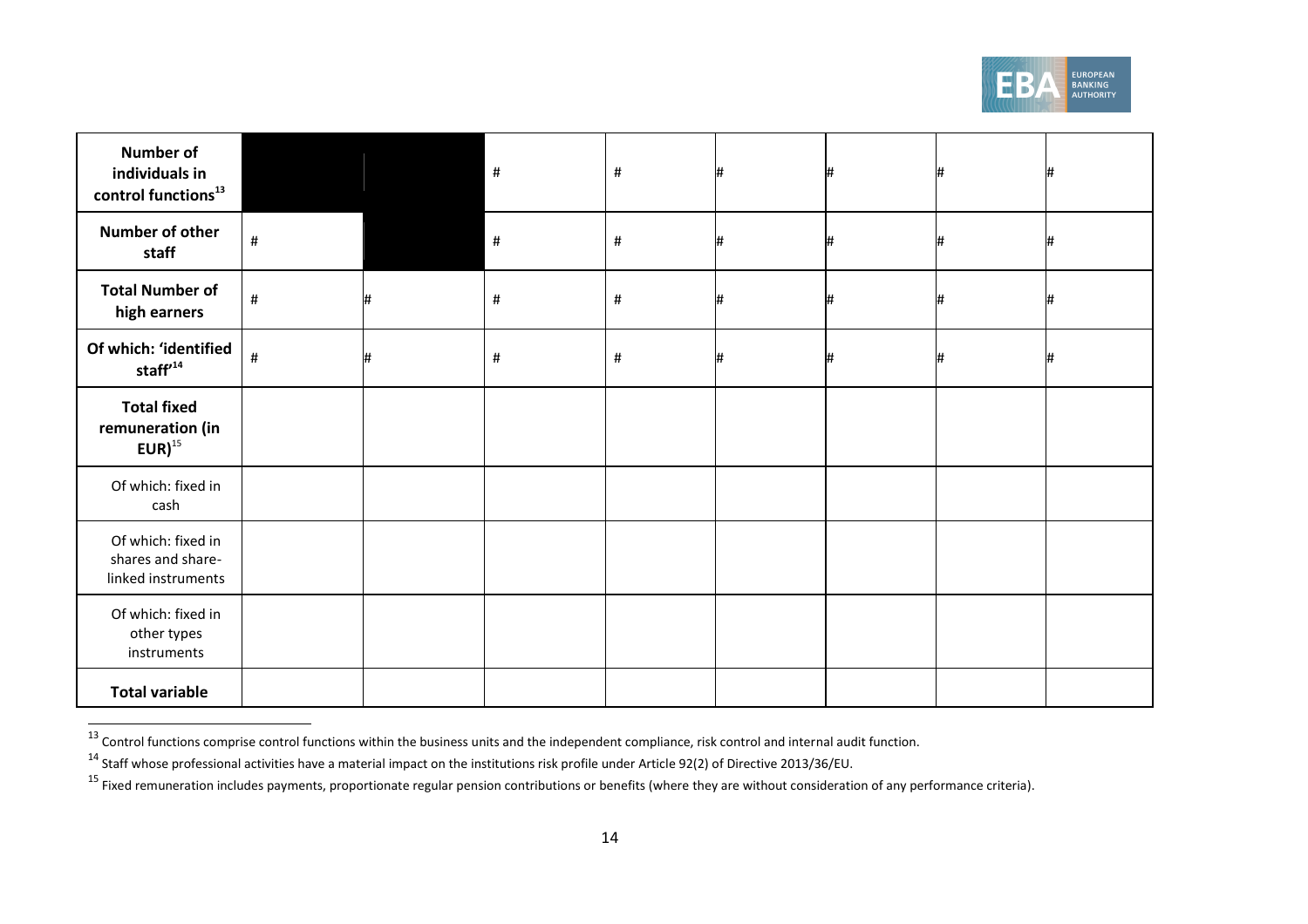| Number of individuals in control functions[13] | | | # | # | # | # | # | # |
|---|---|---|---|---|---|---|---|---|
| Number of other staff | # | | # | # | # | # | # | # |
| Total Number of high earners | # | # | # | # | # | # | # | # |
| Of which: 'identified staff'[14] | # | # | # | # | # | # | # | # |
| Total fixed remuneration (in EUR)[15] | | | | | | | | |
| Of which: fixed in cash | | | | | | | | |
| Of which: fixed in shares and share-linked instruments | | | | | | | | |
| Of which: fixed in other types instruments | | | | | | | | |
| Total variable | | | | | | | | |

[13] Control functions comprise control functions within the business units and the independent compliance, risk control and internal audit function.

[14] Staff whose professional activities have a material impact on the institutions risk profile under Article 92(2) of Directive 2013/36/EU.

[15] Fixed remuneration includes payments, proportionate regular pension contributions or benefits (where they are without consideration of any performance criteria).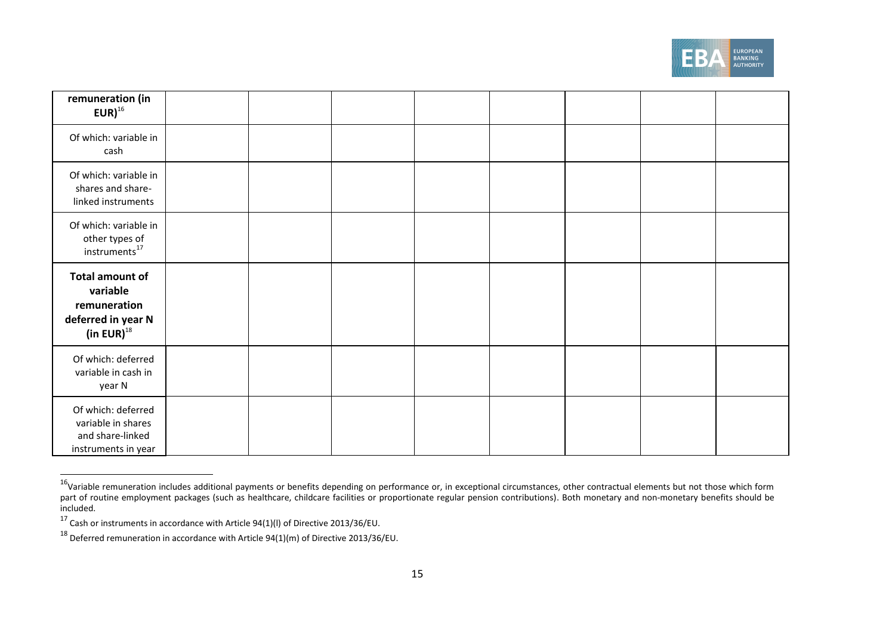| remuneration (in EUR)[16] | | | | | | | | |
|---|---|---|---|---|---|---|---|---|
| Of which: variable in cash | | | | | | | | |
| Of which: variable in shares and share-linked instruments | | | | | | | | |
| Of which: variable in other types of instruments[17] | | | | | | | | |
| **Total amount of variable remuneration deferred in year N (in EUR)**[18] | | | | | | | | |
| Of which: deferred variable in cash in year N | | | | | | | | |
| Of which: deferred variable in shares and share-linked instruments in year | | | | | | | | |

[16] Variable remuneration includes additional payments or benefits depending on performance or, in exceptional circumstances, other contractual elements but not those which form part of routine employment packages (such as healthcare, childcare facilities or proportionate regular pension contributions). Both monetary and non-monetary benefits should be included.

[17] Cash or instruments in accordance with Article 94(1)(l) of Directive 2013/36/EU.

[18] Deferred remuneration in accordance with Article 94(1)(m) of Directive 2013/36/EU.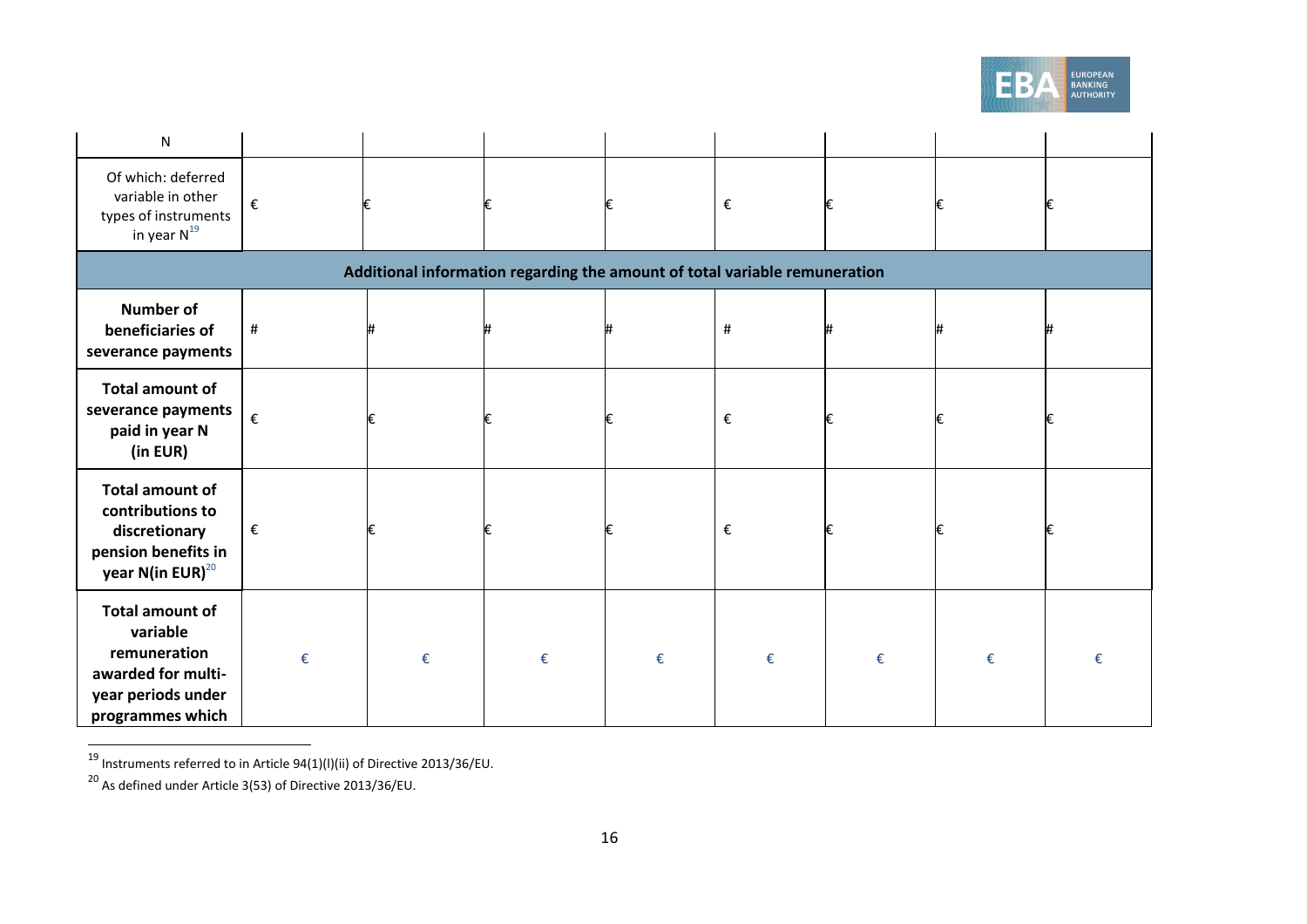| N | | | | | | | | |
|---|---|---|---|---|---|---|---|---|
| Of which: deferred variable in other types of instruments in year N[19] | € | € | € | € | € | € | € | € |
| **Additional information regarding the amount of total variable remuneration** | | | | | | | | |
| **Number of beneficiaries of severance payments** | # | # | # | # | # | # | # | # |
| **Total amount of severance payments paid in year N (in EUR)** | € | € | € | € | € | € | € | € |
| **Total amount of contributions to discretionary pension benefits in year N(in EUR)**[20] | € | € | € | € | € | € | € | € |
| **Total amount of variable remuneration awarded for multi-year periods under programmes which** | € | € | € | € | € | € | € | € |

[19] Instruments referred to in Article 94(1)(l)(ii) of Directive 2013/36/EU.

[20] As defined under Article 3(53) of Directive 2013/36/EU.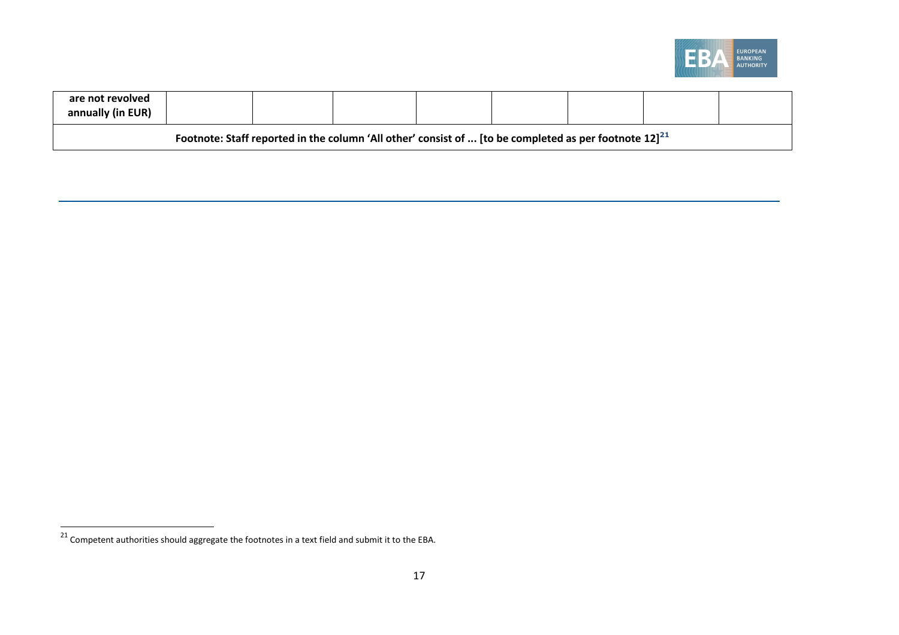| are not revolved annually (in EUR) | | | | | | | | |
|---|---|---|---|---|---|---|---|---|
| **Footnote: Staff reported in the column 'All other' consist of ... [to be completed as per footnote 12]**[21] | | | | | | | | |

[21] Competent authorities should aggregate the footnotes in a text field and submit it to the EBA.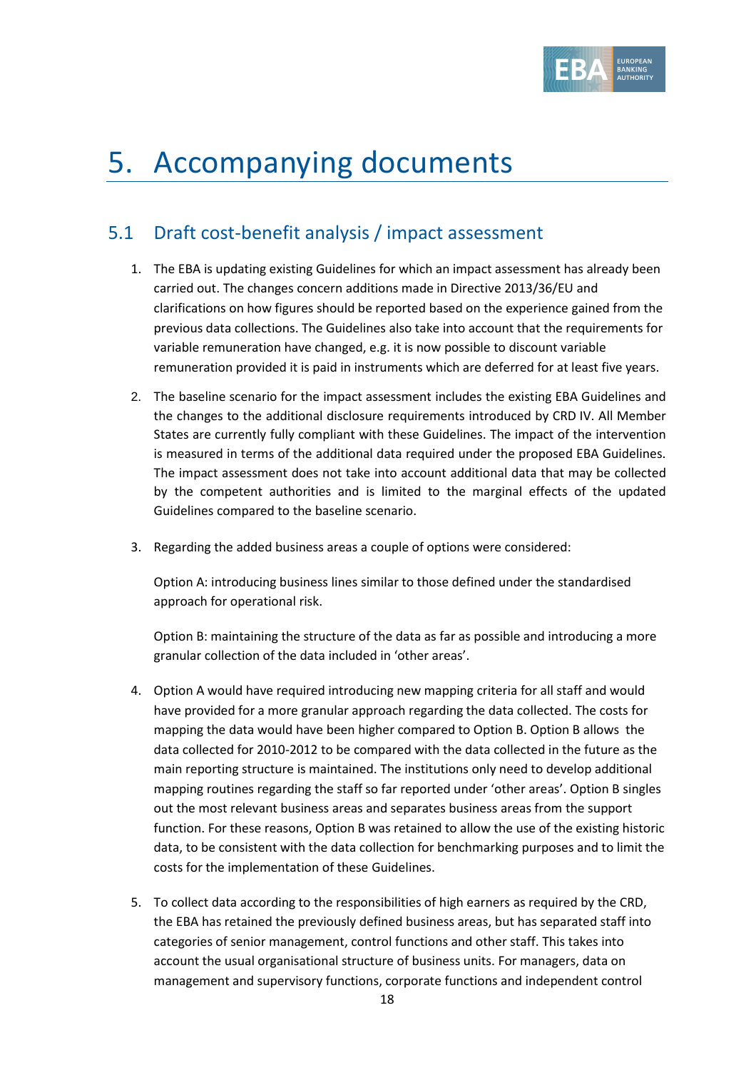# 5. Accompanying documents

## 5.1 Draft cost-benefit analysis / impact assessment

1. The EBA is updating existing Guidelines for which an impact assessment has already been carried out. The changes concern additions made in Directive 2013/36/EU and clarifications on how figures should be reported based on the experience gained from the previous data collections. The Guidelines also take into account that the requirements for variable remuneration have changed, e.g. it is now possible to discount variable remuneration provided it is paid in instruments which are deferred for at least five years.

2. The baseline scenario for the impact assessment includes the existing EBA Guidelines and the changes to the additional disclosure requirements introduced by CRD IV. All Member States are currently fully compliant with these Guidelines. The impact of the intervention is measured in terms of the additional data required under the proposed EBA Guidelines. The impact assessment does not take into account additional data that may be collected by the competent authorities and is limited to the marginal effects of the updated Guidelines compared to the baseline scenario.

3. Regarding the added business areas a couple of options were considered:

   Option A: introducing business lines similar to those defined under the standardised approach for operational risk.

   Option B: maintaining the structure of the data as far as possible and introducing a more granular collection of the data included in 'other areas'.

4. Option A would have required introducing new mapping criteria for all staff and would have provided for a more granular approach regarding the data collected. The costs for mapping the data would have been higher compared to Option B. Option B allows the data collected for 2010-2012 to be compared with the data collected in the future as the main reporting structure is maintained. The institutions only need to develop additional mapping routines regarding the staff so far reported under 'other areas'. Option B singles out the most relevant business areas and separates business areas from the support function. For these reasons, Option B was retained to allow the use of the existing historic data, to be consistent with the data collection for benchmarking purposes and to limit the costs for the implementation of these Guidelines.

5. To collect data according to the responsibilities of high earners as required by the CRD, the EBA has retained the previously defined business areas, but has separated staff into categories of senior management, control functions and other staff. This takes into account the usual organisational structure of business units. For managers, data on management and supervisory functions, corporate functions and independent control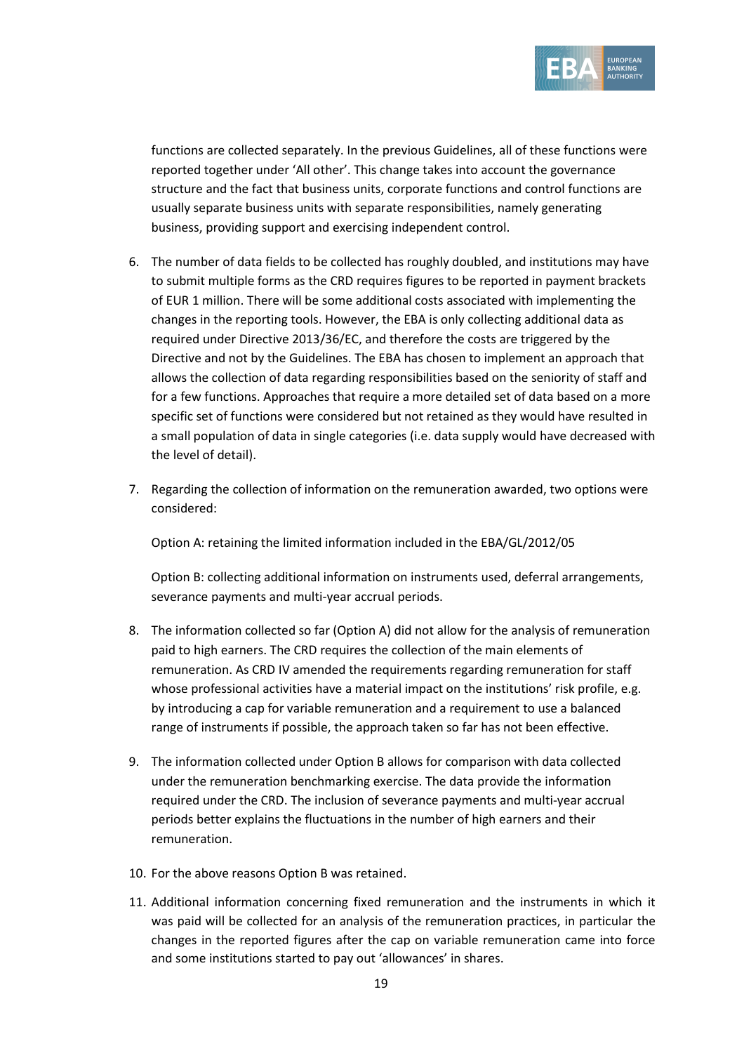functions are collected separately. In the previous Guidelines, all of these functions were reported together under 'All other'. This change takes into account the governance structure and the fact that business units, corporate functions and control functions are usually separate business units with separate responsibilities, namely generating business, providing support and exercising independent control.

6. The number of data fields to be collected has roughly doubled, and institutions may have to submit multiple forms as the CRD requires figures to be reported in payment brackets of EUR 1 million. There will be some additional costs associated with implementing the changes in the reporting tools. However, the EBA is only collecting additional data as required under Directive 2013/36/EC, and therefore the costs are triggered by the Directive and not by the Guidelines. The EBA has chosen to implement an approach that allows the collection of data regarding responsibilities based on the seniority of staff and for a few functions. Approaches that require a more detailed set of data based on a more specific set of functions were considered but not retained as they would have resulted in a small population of data in single categories (i.e. data supply would have decreased with the level of detail).

7. Regarding the collection of information on the remuneration awarded, two options were considered:

   Option A: retaining the limited information included in the EBA/GL/2012/05

   Option B: collecting additional information on instruments used, deferral arrangements, severance payments and multi-year accrual periods.

8. The information collected so far (Option A) did not allow for the analysis of remuneration paid to high earners. The CRD requires the collection of the main elements of remuneration. As CRD IV amended the requirements regarding remuneration for staff whose professional activities have a material impact on the institutions' risk profile, e.g. by introducing a cap for variable remuneration and a requirement to use a balanced range of instruments if possible, the approach taken so far has not been effective.

9. The information collected under Option B allows for comparison with data collected under the remuneration benchmarking exercise. The data provide the information required under the CRD. The inclusion of severance payments and multi-year accrual periods better explains the fluctuations in the number of high earners and their remuneration.

10. For the above reasons Option B was retained.

11. Additional information concerning fixed remuneration and the instruments in which it was paid will be collected for an analysis of the remuneration practices, in particular the changes in the reported figures after the cap on variable remuneration came into force and some institutions started to pay out 'allowances' in shares.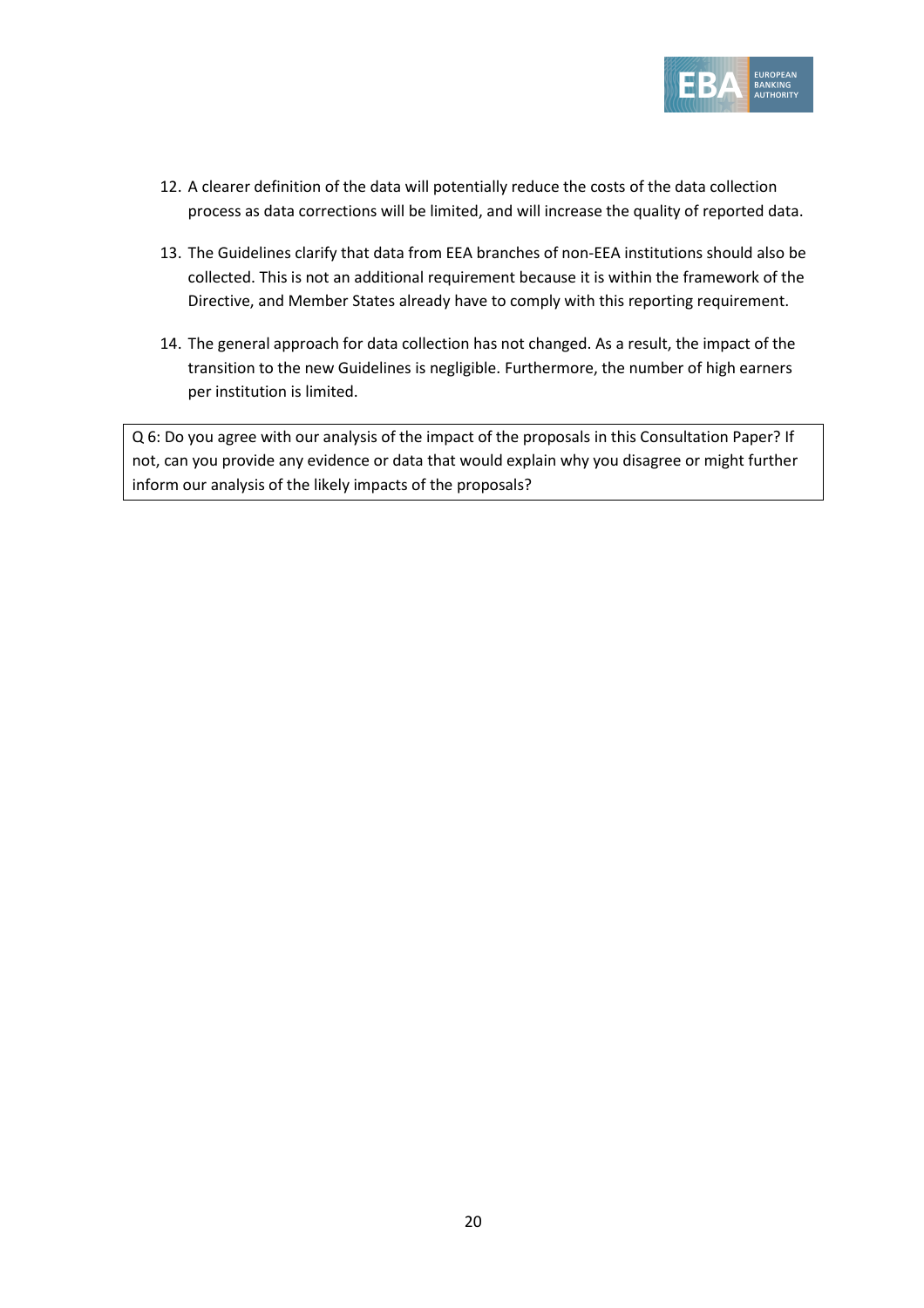12. A clearer definition of the data will potentially reduce the costs of the data collection process as data corrections will be limited, and will increase the quality of reported data.

13. The Guidelines clarify that data from EEA branches of non-EEA institutions should also be collected. This is not an additional requirement because it is within the framework of the Directive, and Member States already have to comply with this reporting requirement.

14. The general approach for data collection has not changed. As a result, the impact of the transition to the new Guidelines is negligible. Furthermore, the number of high earners per institution is limited.

| Q 6: Do you agree with our analysis of the impact of the proposals in this Consultation Paper? If not, can you provide any evidence or data that would explain why you disagree or might further inform our analysis of the likely impacts of the proposals? |
| --- |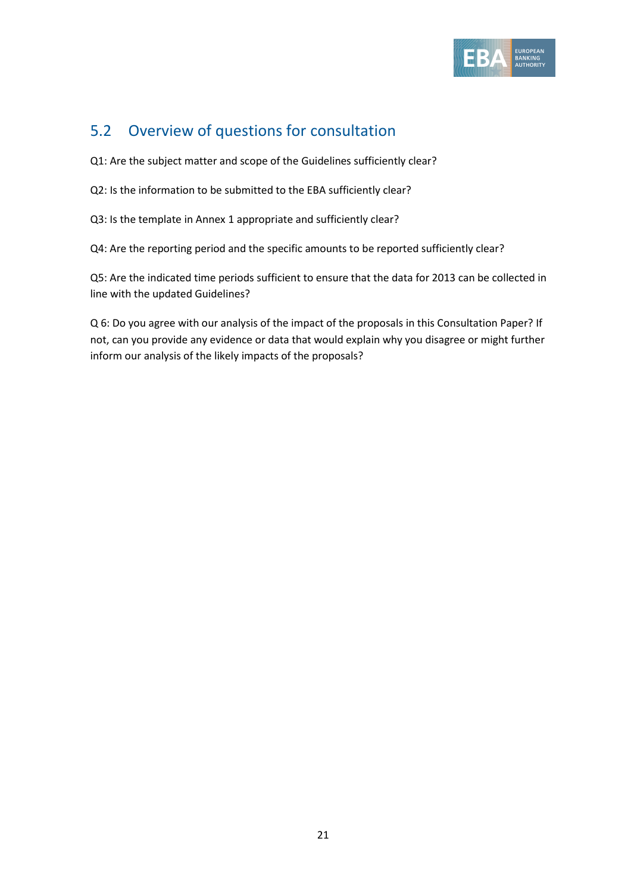## 5.2 Overview of questions for consultation

Q1: Are the subject matter and scope of the Guidelines sufficiently clear?

Q2: Is the information to be submitted to the EBA sufficiently clear?

Q3: Is the template in Annex 1 appropriate and sufficiently clear?

Q4: Are the reporting period and the specific amounts to be reported sufficiently clear?

Q5: Are the indicated time periods sufficient to ensure that the data for 2013 can be collected in line with the updated Guidelines?

Q 6: Do you agree with our analysis of the impact of the proposals in this Consultation Paper? If not, can you provide any evidence or data that would explain why you disagree or might further inform our analysis of the likely impacts of the proposals?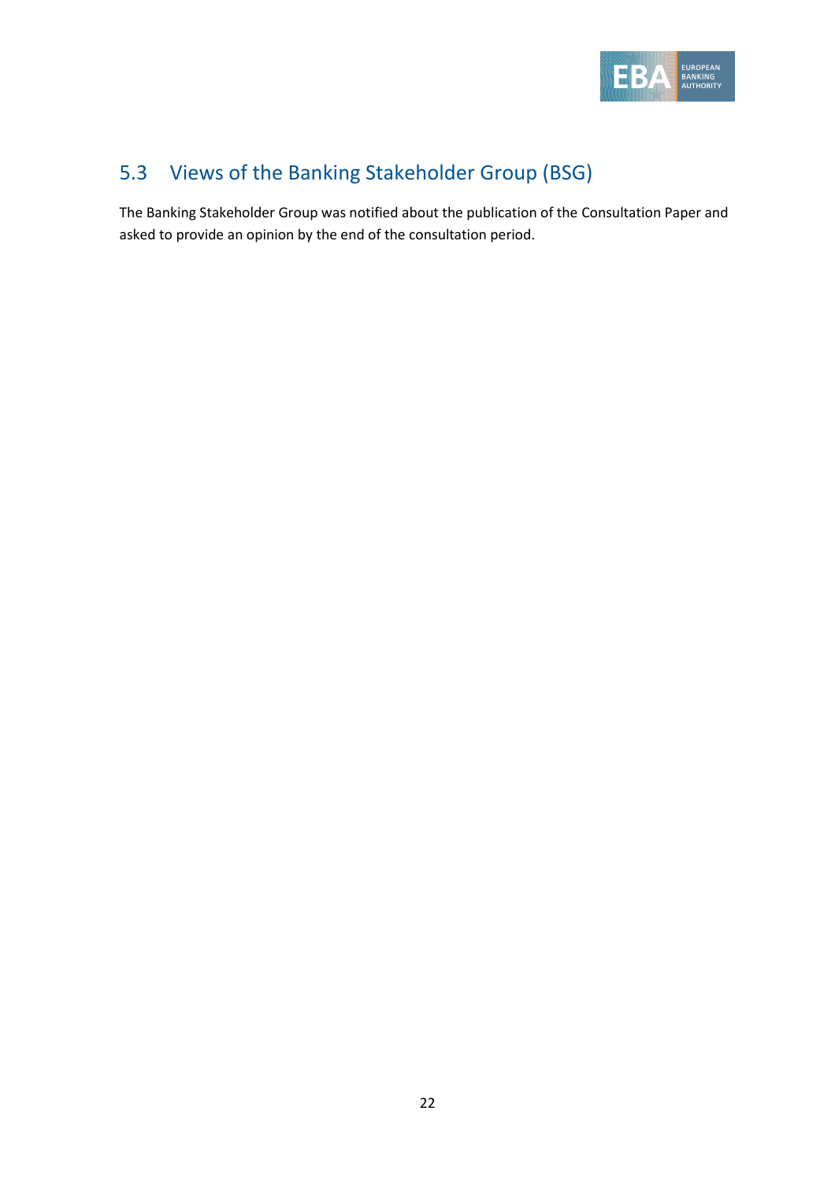## 5.3 Views of the Banking Stakeholder Group (BSG)

The Banking Stakeholder Group was notified about the publication of the Consultation Paper and asked to provide an opinion by the end of the consultation period.